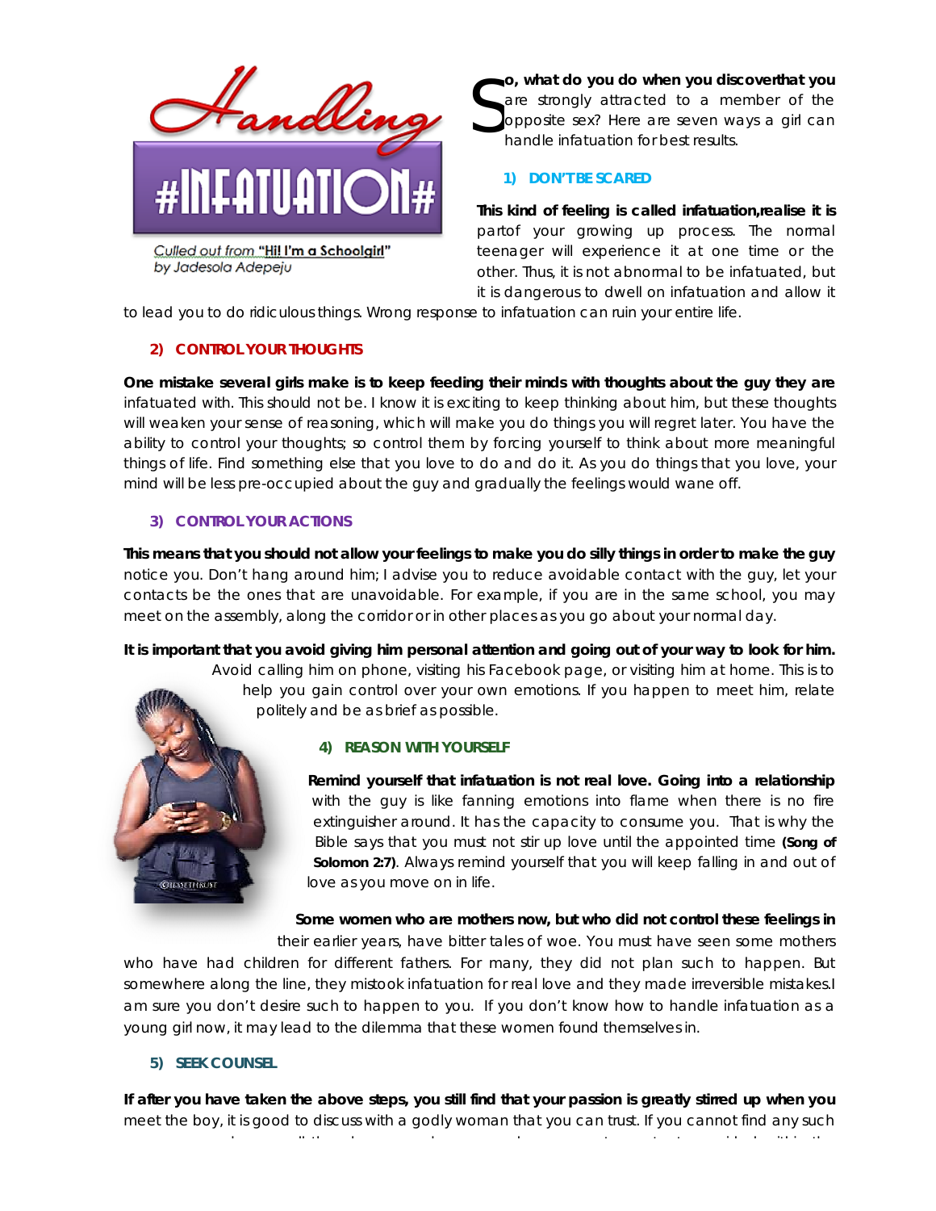# Handling #INFATUATION#

Culled out from **"Hi! I'm a Schoolgirl"** by Jadesola Adepeju

**So, what do you do when you discoverthat you** are strongly attracted to a member of the opposite sex? Here are seven ways a girl can handle infatuation for best results.

### 1) DON'T BE SCARED

**This kind of feeling is called infatuation,realise it is** partof your growing up process. The normal teenager will experience it at one time or the other. Thus, it is not abnormal to be infatuated, but it is dangerous to dwell on infatuation and allow it to lead you to do ridiculous things. Wrong response to infatuation can ruin your entire life.

### 2) CONTROL YOUR THOUGHTS

**One mistake several girls make is to keep feeding their minds with thoughts about the guy they are** infatuated with. This should not be. I know it is exciting to keep thinking about him, but these thoughts will weaken your sense of reasoning, which will make you do things you will regret later. You have the ability to control your thoughts; so control them by forcing yourself to think about more meaningful things of life. Find something else that you love to do and do it. As you do things that you love, your mind will be less pre-occupied about the guy and gradually the feelings would wane off.

### 3) CONTROL YOUR ACTIONS

**This means that you should not allow your feelings to make you do silly things in order to make the guy** notice you. Don't hang around him; I advise you to reduce avoidable contact with the guy, let your contacts be the ones that are unavoidable. For example, if you are in the same school, you may meet on the assembly, along the corridor or in other places as you go about your normal day.

**It is important that you avoid giving him personal attention and going out of your way to look for him.** Avoid calling him on phone, visiting his Facebook page, or visiting him at home. This is to help you gain control over your own emotions. If you happen to meet him, relate politely and be as brief as possible.

### 4) REASON WITH YOURSELF

**Remind yourself that infatuation is not real love. Going into a relationship** with the guy is like fanning emotions into flame when there is no fire extinguisher around. It has the capacity to consume you. That is why the Bible says that you must not stir up love until the appointed time **(Song of Solomon 2:7)**. Always remind yourself that you will keep falling in and out of love as you move on in life.

**Some women who are mothers now, but who did not control these feelings in** their earlier years, have bitter tales of woe. You must have seen some mothers who have had children for different fathers. For many, they did not plan such to happen. But somewhere along the line, they mistook infatuation for real love and they made irreversible mistakes.I am sure you don't desire such to happen to you. If you don't know how to handle infatuation as a young girl now, it may lead to the dilemma that these women found themselves in.

### 5) SEEK COUNSEL

**If after you have taken the above steps, you still find that your passion is greatly stirred up when you** meet the boy, it is good to discuss with a godly woman that you can trust. If you cannot find any such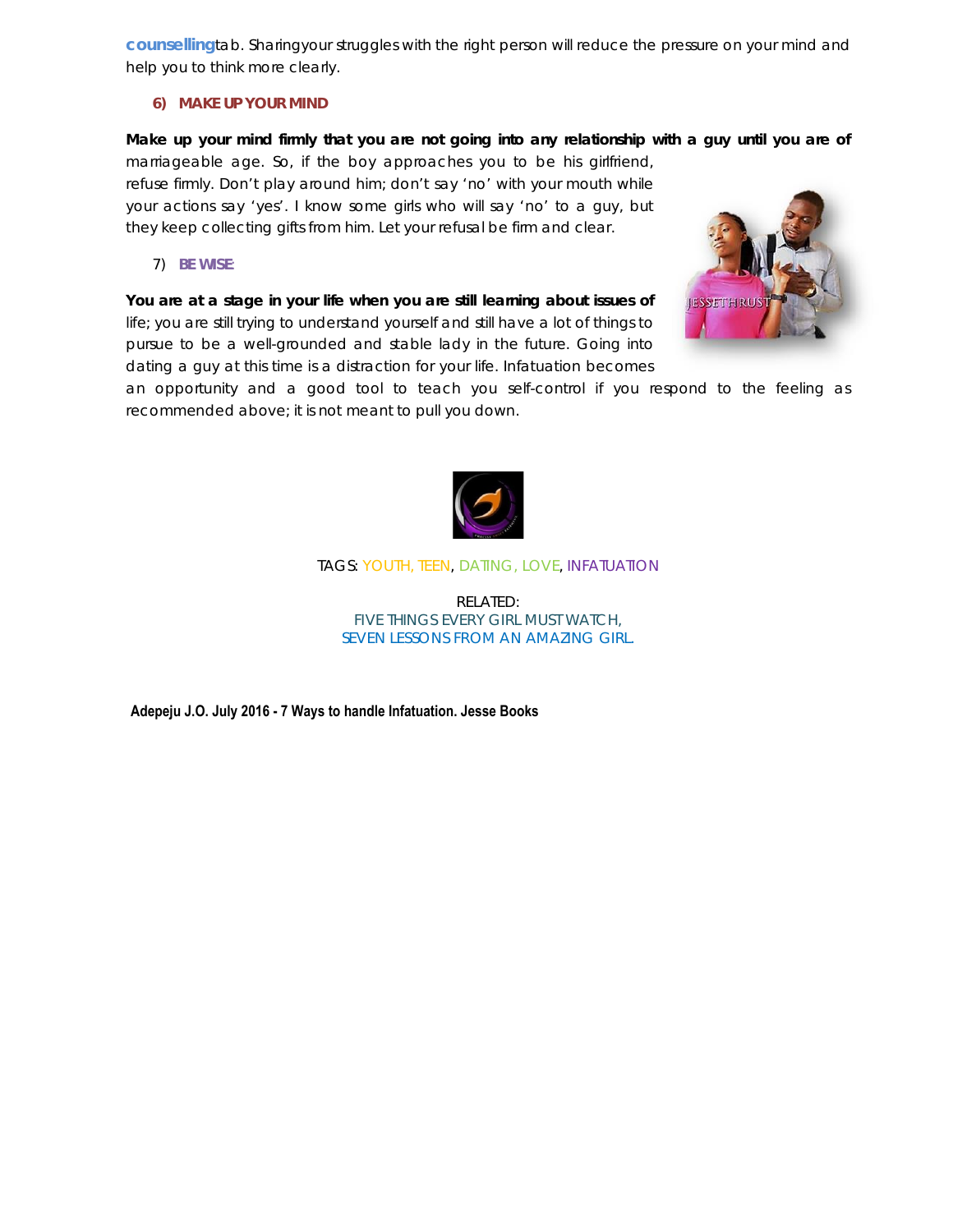**counselling** tab. Sharing your struggles with the right person will reduce the pressure on your mind and help you to think more clearly.

### 6) MAKE UP YOUR MIND

**Make up your mind firmly that you are not going into any relationship with a guy until you are of** marriageable age. So, if the boy approaches you to be his girlfriend, refuse firmly. Don't play around him; don't say 'no' with your mouth while your actions say 'yes'. I know some girls who will say 'no' to a guy, but they keep collecting gifts from him. Let your refusal be firm and clear.

### 7) BE WISE

**You are at a stage in your life when you are still learning about issues of** life; you are still trying to understand yourself and still have a lot of things to pursue to be a well-grounded and stable lady in the future. Going into dating a guy at this time is a distraction for your life. Infatuation becomes an opportunity and a good tool to teach you self-control if you respond to the feeling as recommended above; it is not meant to pull you down.

TAGS: YOUTH, TEEN, DATING, LOVE, INFATUATION

RELATED:
FIVE THINGS EVERY GIRL MUST WATCH,
SEVEN LESSONS FROM AN AMAZING GIRL.

**Adepeju J.O. July 2016 - 7 Ways to handle Infatuation. Jesse Books**